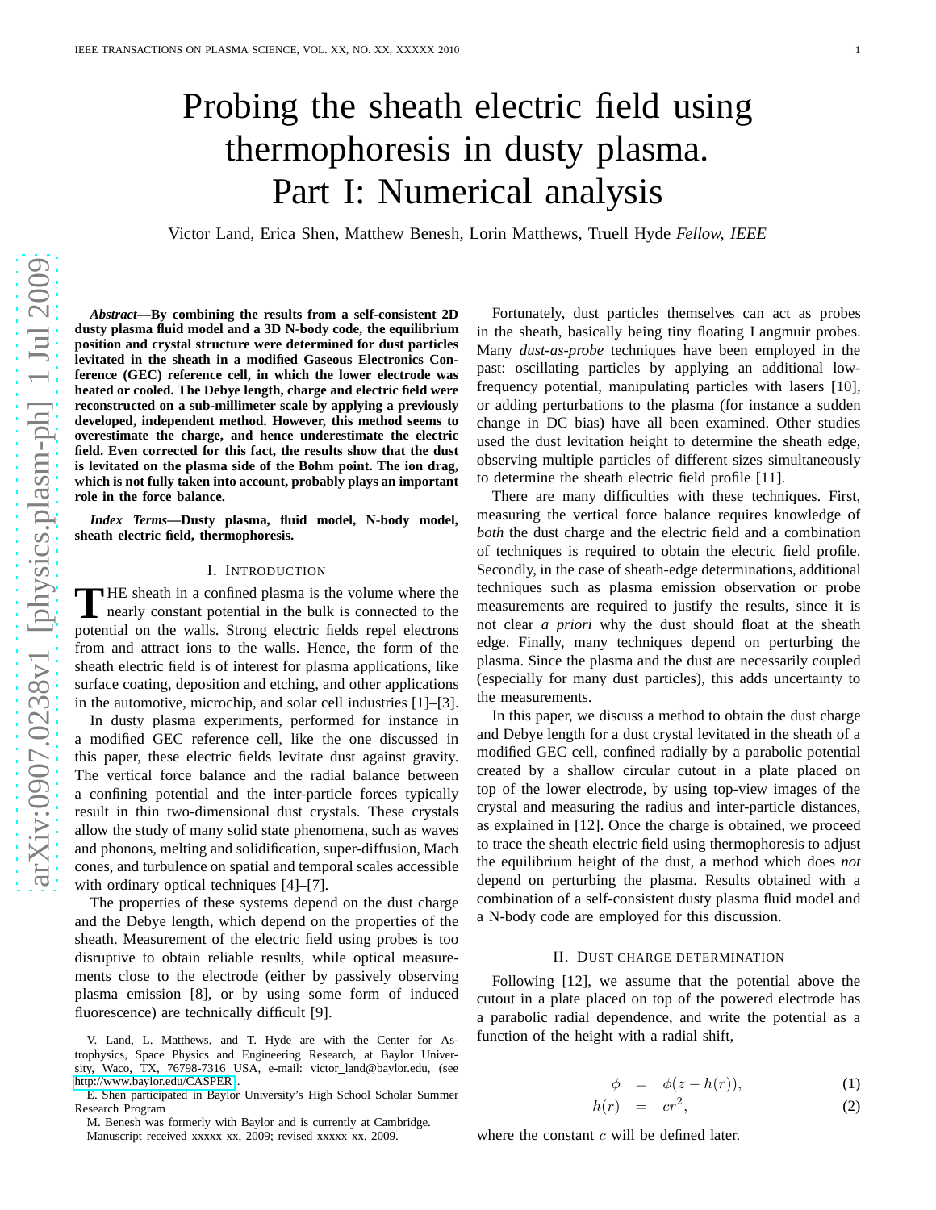# Probing the sheath electric field using thermophoresis in dusty plasma. Part I: Numerical analysis

Victor Land, Erica Shen, Matthew Benesh, Lorin Matthews, Truell Hyde *Fellow, IEEE*

***Abstract*—By combining the results from a self-consistent 2D dusty plasma fluid model and a 3D N-body code, the equilibrium position and crystal structure were determined for dust particles levitated in the sheath in a modified Gaseous Electronics Conference (GEC) reference cell, in which the lower electrode was heated or cooled. The Debye length, charge and electric field were reconstructed on a sub-millimeter scale by applying a previously developed, independent method. However, this method seems to overestimate the charge, and hence underestimate the electric field. Even corrected for this fact, the results show that the dust is levitated on the plasma side of the Bohm point. The ion drag, which is not fully taken into account, probably plays an important role in the force balance.**

***Index Terms*—Dusty plasma, fluid model, N-body model, sheath electric field, thermophoresis.**

## I. Introduction

The sheath in a confined plasma is the volume where the nearly constant potential in the bulk is connected to the potential on the walls. Strong electric fields repel electrons from and attract ions to the walls. Hence, the form of the sheath electric field is of interest for plasma applications, like surface coating, deposition and etching, and other applications in the automotive, microchip, and solar cell industries [1]–[3].

In dusty plasma experiments, performed for instance in a modified GEC reference cell, like the one discussed in this paper, these electric fields levitate dust against gravity. The vertical force balance and the radial balance between a confining potential and the inter-particle forces typically result in thin two-dimensional dust crystals. These crystals allow the study of many solid state phenomena, such as waves and phonons, melting and solidification, super-diffusion, Mach cones, and turbulence on spatial and temporal scales accessible with ordinary optical techniques [4]–[7].

The properties of these systems depend on the dust charge and the Debye length, which depend on the properties of the sheath. Measurement of the electric field using probes is too disruptive to obtain reliable results, while optical measurements close to the electrode (either by passively observing plasma emission [8], or by using some form of induced fluorescence) are technically difficult [9].

Fortunately, dust particles themselves can act as probes in the sheath, basically being tiny floating Langmuir probes. Many *dust-as-probe* techniques have been employed in the past: oscillating particles by applying an additional low-frequency potential, manipulating particles with lasers [10], or adding perturbations to the plasma (for instance a sudden change in DC bias) have all been examined. Other studies used the dust levitation height to determine the sheath edge, observing multiple particles of different sizes simultaneously to determine the sheath electric field profile [11].

There are many difficulties with these techniques. First, measuring the vertical force balance requires knowledge of *both* the dust charge and the electric field and a combination of techniques is required to obtain the electric field profile. Secondly, in the case of sheath-edge determinations, additional techniques such as plasma emission observation or probe measurements are required to justify the results, since it is not clear *a priori* why the dust should float at the sheath edge. Finally, many techniques depend on perturbing the plasma. Since the plasma and the dust are necessarily coupled (especially for many dust particles), this adds uncertainty to the measurements.

In this paper, we discuss a method to obtain the dust charge and Debye length for a dust crystal levitated in the sheath of a modified GEC cell, confined radially by a parabolic potential created by a shallow circular cutout in a plate placed on top of the lower electrode, by using top-view images of the crystal and measuring the radius and inter-particle distances, as explained in [12]. Once the charge is obtained, we proceed to trace the sheath electric field using thermophoresis to adjust the equilibrium height of the dust, a method which does *not* depend on perturbing the plasma. Results obtained with a combination of a self-consistent dusty plasma fluid model and a N-body code are employed for this discussion.

## II. Dust charge determination

Following [12], we assume that the potential above the cutout in a plate placed on top of the powered electrode has a parabolic radial dependence, and write the potential as a function of the height with a radial shift,

$$\phi = \phi(z - h(r)), \tag{1}$$

$$h(r) = cr^2, \tag{2}$$

where the constant $c$ will be defined later.

V. Land, L. Matthews, and T. Hyde are with the Center for Astrophysics, Space Physics and Engineering Research, at Baylor University, Waco, TX, 76798-7316 USA, e-mail: victor_land@baylor.edu, (see http://www.baylor.edu/CASPER).

E. Shen participated in Baylor University's High School Scholar Summer Research Program

M. Benesh was formerly with Baylor and is currently at Cambridge.

Manuscript received xxxxx xx, 2009; revised xxxxx xx, 2009.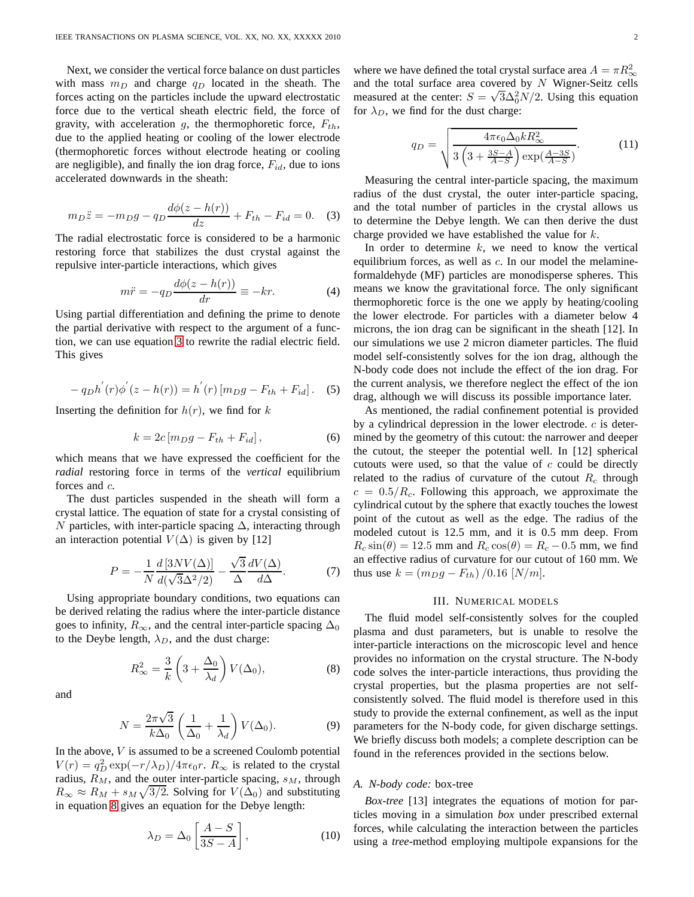Next, we consider the vertical force balance on dust particles with mass $m_D$ and charge $q_D$ located in the sheath. The forces acting on the particles include the upward electrostatic force due to the vertical sheath electric field, the force of gravity, with acceleration $g$, the thermophoretic force, $F_{th}$, due to the applied heating or cooling of the lower electrode (thermophoretic forces without electrode heating or cooling are negligible), and finally the ion drag force, $F_{id}$, due to ions accelerated downwards in the sheath:

$$m_D \ddot{z} = -m_D g - q_D \frac{d\phi(z - h(r))}{dz} + F_{th} - F_{id} = 0. \quad (3)$$

The radial electrostatic force is considered to be a harmonic restoring force that stabilizes the dust crystal against the repulsive inter-particle interactions, which gives

$$m\ddot{r} = -q_D \frac{d\phi(z - h(r))}{dr} \equiv -kr. \quad (4)$$

Using partial differentiation and defining the prime to denote the partial derivative with respect to the argument of a function, we can use equation 3 to rewrite the radial electric field. This gives

$$-q_D h^{'}(r)\phi^{'}(z - h(r)) = h^{'}(r)\left[m_D g - F_{th} + F_{id}\right]. \quad (5)$$

Inserting the definition for $h(r)$, we find for $k$

$$k = 2c\left[m_D g - F_{th} + F_{id}\right], \quad (6)$$

which means that we have expressed the coefficient for the *radial* restoring force in terms of the *vertical* equilibrium forces and $c$.

The dust particles suspended in the sheath will form a crystal lattice. The equation of state for a crystal consisting of $N$ particles, with inter-particle spacing $\Delta$, interacting through an interaction potential $V(\Delta)$ is given by [12]

$$P = -\frac{1}{N}\frac{d\left[3NV(\Delta)\right]}{d(\sqrt{3}\Delta^2/2)} - \frac{\sqrt{3}}{\Delta}\frac{dV(\Delta)}{d\Delta}. \quad (7)$$

Using appropriate boundary conditions, two equations can be derived relating the radius where the inter-particle distance goes to infinity, $R_\infty$, and the central inter-particle spacing $\Delta_0$ to the Deybe length, $\lambda_D$, and the dust charge:

$$R_\infty^2 = \frac{3}{k}\left(3 + \frac{\Delta_0}{\lambda_d}\right)V(\Delta_0), \quad (8)$$

and

$$N = \frac{2\pi\sqrt{3}}{k\Delta_0}\left(\frac{1}{\Delta_0} + \frac{1}{\lambda_d}\right)V(\Delta_0). \quad (9)$$

In the above, $V$ is assumed to be a screened Coulomb potential $V(r) = q_D^2 \exp(-r/\lambda_D)/4\pi\epsilon_0 r$. $R_\infty$ is related to the crystal radius, $R_M$, and the outer inter-particle spacing, $s_M$, through $R_\infty \approx R_M + s_M\sqrt{3/2}$. Solving for $V(\Delta_0)$ and substituting in equation 8 gives an equation for the Debye length:

$$\lambda_D = \Delta_0\left[\frac{A - S}{3S - A}\right], \quad (10)$$

where we have defined the total crystal surface area $A = \pi R_\infty^2$ and the total surface area covered by $N$ Wigner-Seitz cells measured at the center: $S = \sqrt{3}\Delta_0^2 N/2$. Using this equation for $\lambda_D$, we find for the dust charge:

$$q_D = \sqrt{\frac{4\pi\epsilon_0\Delta_0 k R_\infty^2}{3\left(3 + \frac{3S - A}{A - S}\right)\exp(\frac{A - 3S}{A - S})}}. \quad (11)$$

Measuring the central inter-particle spacing, the maximum radius of the dust crystal, the outer inter-particle spacing, and the total number of particles in the crystal allows us to determine the Debye length. We can then derive the dust charge provided we have established the value for $k$.

In order to determine $k$, we need to know the vertical equilibrium forces, as well as $c$. In our model the melamine-formaldehyde (MF) particles are monodisperse spheres. This means we know the gravitational force. The only significant thermophoretic force is the one we apply by heating/cooling the lower electrode. For particles with a diameter below 4 microns, the ion drag can be significant in the sheath [12]. In our simulations we use 2 micron diameter particles. The fluid model self-consistently solves for the ion drag, although the N-body code does not include the effect of the ion drag. For the current analysis, we therefore neglect the effect of the ion drag, although we will discuss its possible importance later.

As mentioned, the radial confinement potential is provided by a cylindrical depression in the lower electrode. $c$ is determined by the geometry of this cutout: the narrower and deeper the cutout, the steeper the potential well. In [12] spherical cutouts were used, so that the value of $c$ could be directly related to the radius of curvature of the cutout $R_c$ through $c = 0.5/R_c$. Following this approach, we approximate the cylindrical cutout by the sphere that exactly touches the lowest point of the cutout as well as the edge. The radius of the modeled cutout is 12.5 mm, and it is 0.5 mm deep. From $R_c \sin(\theta) = 12.5$ mm and $R_c \cos(\theta) = R_c - 0.5$ mm, we find an effective radius of curvature for our cutout of 160 mm. We thus use $k = (m_D g - F_{th})/0.16$ $[N/m]$.

## III. Numerical models

The fluid model self-consistently solves for the coupled plasma and dust parameters, but is unable to resolve the inter-particle interactions on the microscopic level and hence provides no information on the crystal structure. The N-body code solves the inter-particle interactions, thus providing the crystal properties, but the plasma properties are not self-consistently solved. The fluid model is therefore used in this study to provide the external confinement, as well as the input parameters for the N-body code, for given discharge settings. We briefly discuss both models; a complete description can be found in the references provided in the sections below.

### A. *N-body code:* box-tree

*Box-tree* [13] integrates the equations of motion for particles moving in a simulation *box* under prescribed external forces, while calculating the interaction between the particles using a *tree*-method employing multipole expansions for the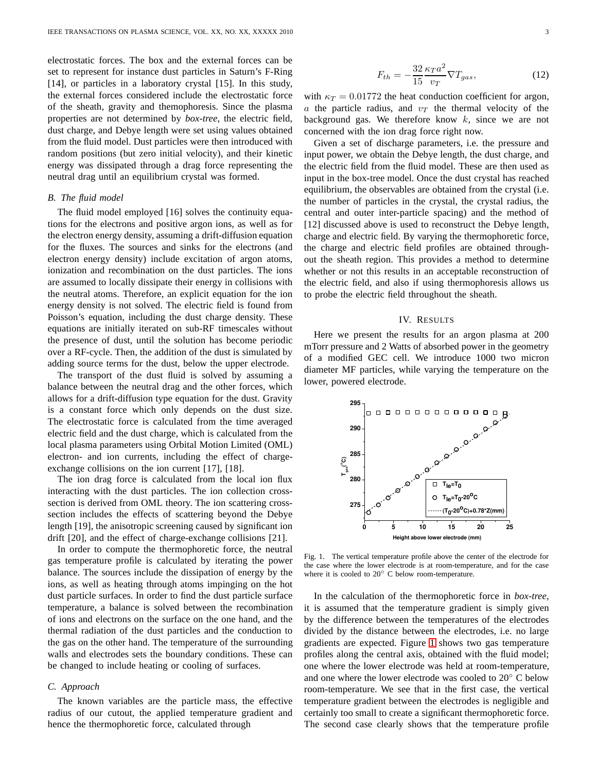electrostatic forces. The box and the external forces can be set to represent for instance dust particles in Saturn's F-Ring [14], or particles in a laboratory crystal [15]. In this study, the external forces considered include the electrostatic force of the sheath, gravity and themophoresis. Since the plasma properties are not determined by *box-tree*, the electric field, dust charge, and Debye length were set using values obtained from the fluid model. Dust particles were then introduced with random positions (but zero initial velocity), and their kinetic energy was dissipated through a drag force representing the neutral drag until an equilibrium crystal was formed.

### B. The fluid model

The fluid model employed [16] solves the continuity equations for the electrons and positive argon ions, as well as for the electron energy density, assuming a drift-diffusion equation for the fluxes. The sources and sinks for the electrons (and electron energy density) include excitation of argon atoms, ionization and recombination on the dust particles. The ions are assumed to locally dissipate their energy in collisions with the neutral atoms. Therefore, an explicit equation for the ion energy density is not solved. The electric field is found from Poisson's equation, including the dust charge density. These equations are initially iterated on sub-RF timescales without the presence of dust, until the solution has become periodic over a RF-cycle. Then, the addition of the dust is simulated by adding source terms for the dust, below the upper electrode.

The transport of the dust fluid is solved by assuming a balance between the neutral drag and the other forces, which allows for a drift-diffusion type equation for the dust. Gravity is a constant force which only depends on the dust size. The electrostatic force is calculated from the time averaged electric field and the dust charge, which is calculated from the local plasma parameters using Orbital Motion Limited (OML) electron- and ion currents, including the effect of charge-exchange collisions on the ion current [17], [18].

The ion drag force is calculated from the local ion flux interacting with the dust particles. The ion collection cross-section is derived from OML theory. The ion scattering cross-section includes the effects of scattering beyond the Debye length [19], the anisotropic screening caused by significant ion drift [20], and the effect of charge-exchange collisions [21].

In order to compute the thermophoretic force, the neutral gas temperature profile is calculated by iterating the power balance. The sources include the dissipation of energy by the ions, as well as heating through atoms impinging on the hot dust particle surfaces. In order to find the dust particle surface temperature, a balance is solved between the recombination of ions and electrons on the surface on the one hand, and the thermal radiation of the dust particles and the conduction to the gas on the other hand. The temperature of the surrounding walls and electrodes sets the boundary conditions. These can be changed to include heating or cooling of surfaces.

### C. Approach

The known variables are the particle mass, the effective radius of our cutout, the applied temperature gradient and hence the thermophoretic force, calculated through

$$F_{th} = -\frac{32}{15}\frac{\kappa_T a^2}{v_T}\nabla T_{gas}, \tag{12}$$

with $\kappa_T = 0.01772$ the heat conduction coefficient for argon, $a$ the particle radius, and $v_T$ the thermal velocity of the background gas. We therefore know $k$, since we are not concerned with the ion drag force right now.

Given a set of discharge parameters, i.e. the pressure and input power, we obtain the Debye length, the dust charge, and the electric field from the fluid model. These are then used as input in the box-tree model. Once the dust crystal has reached equilibrium, the observables are obtained from the crystal (i.e. the number of particles in the crystal, the crystal radius, the central and outer inter-particle spacing) and the method of [12] discussed above is used to reconstruct the Debye length, charge and electric field. By varying the thermophoretic force, the charge and electric field profiles are obtained throughout the sheath region. This provides a method to determine whether or not this results in an acceptable reconstruction of the electric field, and also if using thermophoresis allows us to probe the electric field throughout the sheath.

## IV. Results

Here we present the results for an argon plasma at 200 mTorr pressure and 2 Watts of absorbed power in the geometry of a modified GEC cell. We introduce 1000 two micron diameter MF particles, while varying the temperature on the lower, powered electrode.

Fig. 1. The vertical temperature profile above the center of the electrode for the case where the lower electrode is at room-temperature, and for the case where it is cooled to 20° C below room-temperature.

In the calculation of the thermophoretic force in *box-tree*, it is assumed that the temperature gradient is simply given by the difference between the temperatures of the electrodes divided by the distance between the electrodes, i.e. no large gradients are expected. Figure 1 shows two gas temperature profiles along the central axis, obtained with the fluid model; one where the lower electrode was held at room-temperature, and one where the lower electrode was cooled to 20° C below room-temperature. We see that in the first case, the vertical temperature gradient between the electrodes is negligible and certainly too small to create a significant thermophoretic force. The second case clearly shows that the temperature profile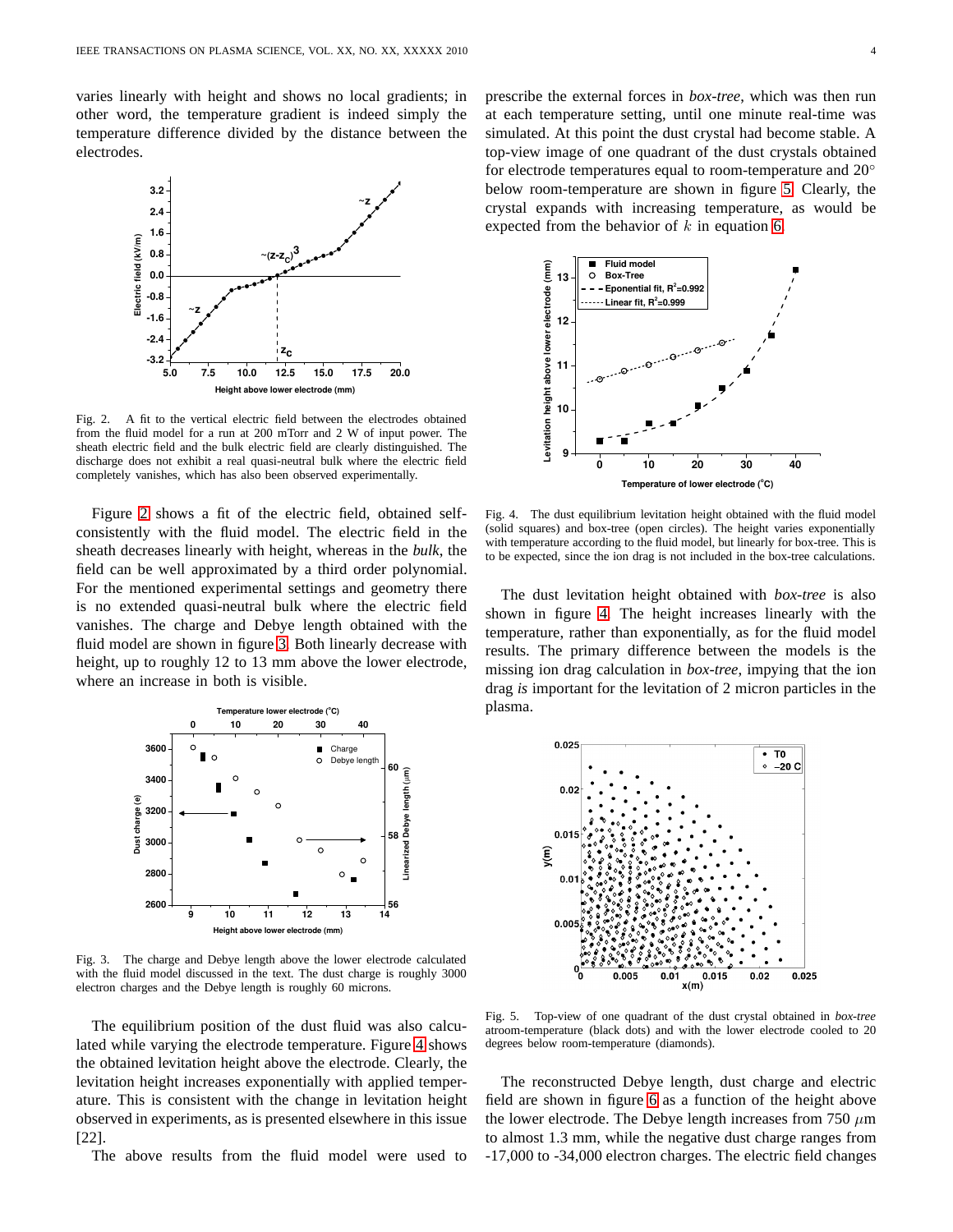varies linearly with height and shows no local gradients; in other word, the temperature gradient is indeed simply the temperature difference divided by the distance between the electrodes.

Fig. 2. A fit to the vertical electric field between the electrodes obtained from the fluid model for a run at 200 mTorr and 2 W of input power. The sheath electric field and the bulk electric field are clearly distinguished. The discharge does not exhibit a real quasi-neutral bulk where the electric field completely vanishes, which has also been observed experimentally.

Figure 2 shows a fit of the electric field, obtained self-consistently with the fluid model. The electric field in the sheath decreases linearly with height, whereas in the *bulk*, the field can be well approximated by a third order polynomial. For the mentioned experimental settings and geometry there is no extended quasi-neutral bulk where the electric field vanishes. The charge and Debye length obtained with the fluid model are shown in figure 3. Both linearly decrease with height, up to roughly 12 to 13 mm above the lower electrode, where an increase in both is visible.

Fig. 3. The charge and Debye length above the lower electrode calculated with the fluid model discussed in the text. The dust charge is roughly 3000 electron charges and the Debye length is roughly 60 microns.

The equilibrium position of the dust fluid was also calculated while varying the electrode temperature. Figure 4 shows the obtained levitation height above the electrode. Clearly, the levitation height increases exponentially with applied temperature. This is consistent with the change in levitation height observed in experiments, as is presented elsewhere in this issue [22].

The above results from the fluid model were used to prescribe the external forces in *box-tree*, which was then run at each temperature setting, until one minute real-time was simulated. At this point the dust crystal had become stable. A top-view image of one quadrant of the dust crystals obtained for electrode temperatures equal to room-temperature and 20° below room-temperature are shown in figure 5. Clearly, the crystal expands with increasing temperature, as would be expected from the behavior of $k$ in equation 6.

Fig. 4. The dust equilibrium levitation height obtained with the fluid model (solid squares) and box-tree (open circles). The height varies exponentially with temperature according to the fluid model, but linearly for box-tree. This is to be expected, since the ion drag is not included in the box-tree calculations.

The dust levitation height obtained with *box-tree* is also shown in figure 4. The height increases linearly with the temperature, rather than exponentially, as for the fluid model results. The primary difference between the models is the missing ion drag calculation in *box-tree*, impying that the ion drag *is* important for the levitation of 2 micron particles in the plasma.

Fig. 5. Top-view of one quadrant of the dust crystal obtained in *box-tree* atroom-temperature (black dots) and with the lower electrode cooled to 20 degrees below room-temperature (diamonds).

The reconstructed Debye length, dust charge and electric field are shown in figure 6 as a function of the height above the lower electrode. The Debye length increases from 750 $\mu$m to almost 1.3 mm, while the negative dust charge ranges from -17,000 to -34,000 electron charges. The electric field changes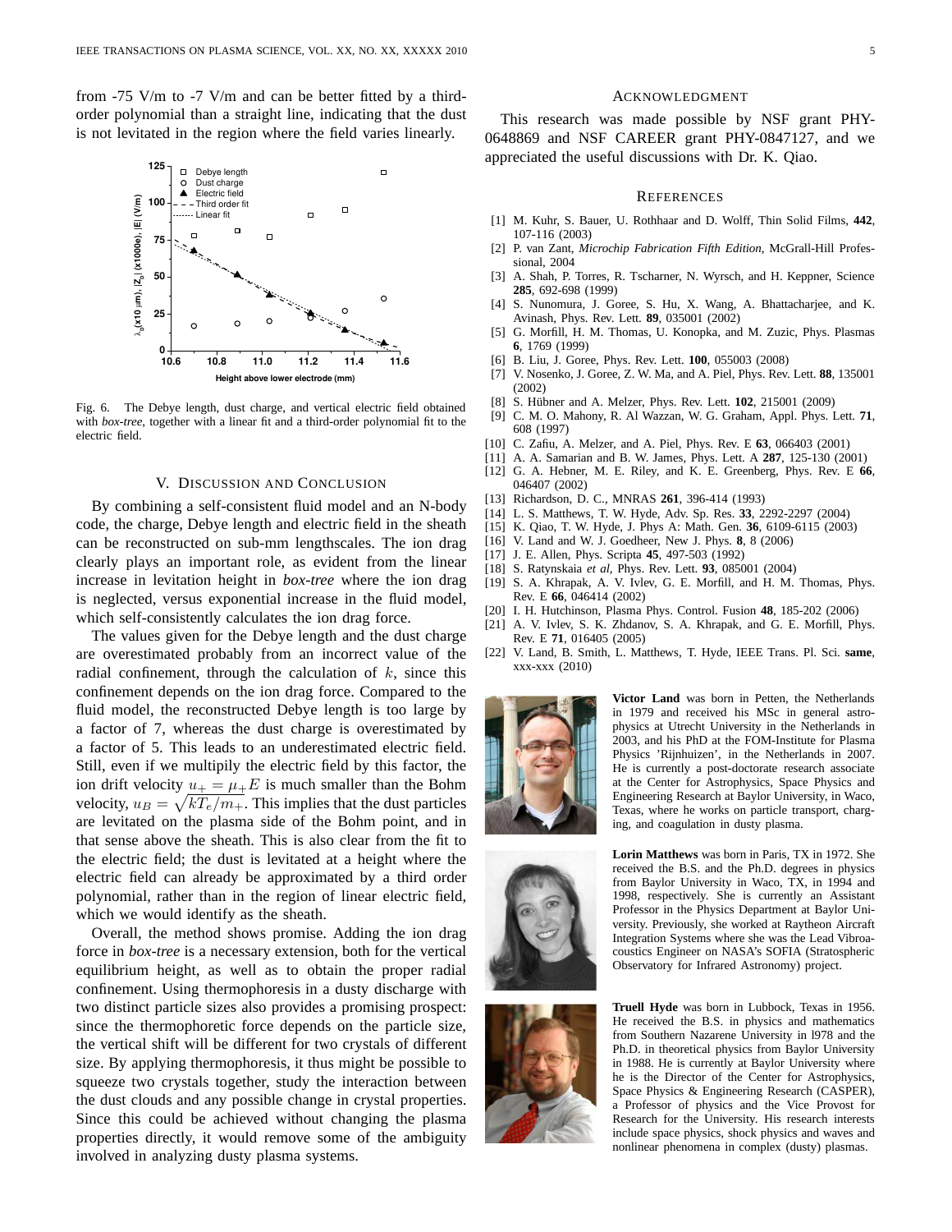from -75 V/m to -7 V/m and can be better fitted by a third-order polynomial than a straight line, indicating that the dust is not levitated in the region where the field varies linearly.

125
100
75
50
25
0
10.6
10.8
11.0
11.2
11.4
11.6
Debye length
Dust charge
Electric field
Third order fit
Linear fit
$\lambda_D$(x10 μm), $|Z_D|$ (x1000e), |E| (V/m)
Height above lower electrode (mm)

Fig. 6. The Debye length, dust charge, and vertical electric field obtained with *box-tree*, together with a linear fit and a third-order polynomial fit to the electric field.

## V. Discussion and Conclusion

By combining a self-consistent fluid model and an N-body code, the charge, Debye length and electric field in the sheath can be reconstructed on sub-mm lengthscales. The ion drag clearly plays an important role, as evident from the linear increase in levitation height in *box-tree* where the ion drag is neglected, versus exponential increase in the fluid model, which self-consistently calculates the ion drag force.

The values given for the Debye length and the dust charge are overestimated probably from an incorrect value of the radial confinement, through the calculation of $k$, since this confinement depends on the ion drag force. Compared to the fluid model, the reconstructed Debye length is too large by a factor of 7, whereas the dust charge is overestimated by a factor of 5. This leads to an underestimated electric field. Still, even if we multipily the electric field by this factor, the ion drift velocity $u_+ = \mu_+ E$ is much smaller than the Bohm velocity, $u_B = \sqrt{kT_e/m_+}$. This implies that the dust particles are levitated on the plasma side of the Bohm point, and in that sense above the sheath. This is also clear from the fit to the electric field; the dust is levitated at a height where the electric field can already be approximated by a third order polynomial, rather than in the region of linear electric field, which we would identify as the sheath.

Overall, the method shows promise. Adding the ion drag force in *box-tree* is a necessary extension, both for the vertical equilibrium height, as well as to obtain the proper radial confinement. Using thermophoresis in a dusty discharge with two distinct particle sizes also provides a promising prospect: since the thermophoretic force depends on the particle size, the vertical shift will be different for two crystals of different size. By applying thermophoresis, it thus might be possible to squeeze two crystals together, study the interaction between the dust clouds and any possible change in crystal properties. Since this could be achieved without changing the plasma properties directly, it would remove some of the ambiguity involved in analyzing dusty plasma systems.

## Acknowledgment

This research was made possible by NSF grant PHY-0648869 and NSF CAREER grant PHY-0847127, and we appreciated the useful discussions with Dr. K. Qiao.

## References

[1] M. Kuhr, S. Bauer, U. Rothhaar and D. Wolff, Thin Solid Films, **442**, 107-116 (2003)
[2] P. van Zant, *Microchip Fabrication Fifth Edition*, McGrall-Hill Professional, 2004
[3] A. Shah, P. Torres, R. Tscharner, N. Wyrsch, and H. Keppner, Science **285**, 692-698 (1999)
[4] S. Nunomura, J. Goree, S. Hu, X. Wang, A. Bhattacharjee, and K. Avinash, Phys. Rev. Lett. **89**, 035001 (2002)
[5] G. Morfill, H. M. Thomas, U. Konopka, and M. Zuzic, Phys. Plasmas **6**, 1769 (1999)
[6] B. Liu, J. Goree, Phys. Rev. Lett. **100**, 055003 (2008)
[7] V. Nosenko, J. Goree, Z. W. Ma, and A. Piel, Phys. Rev. Lett. **88**, 135001 (2002)
[8] S. Hübner and A. Melzer, Phys. Rev. Lett. **102**, 215001 (2009)
[9] C. M. O. Mahony, R. Al Wazzan, W. G. Graham, Appl. Phys. Lett. **71**, 608 (1997)
[10] C. Zafiu, A. Melzer, and A. Piel, Phys. Rev. E **63**, 066403 (2001)
[11] A. A. Samarian and B. W. James, Phys. Lett. A **287**, 125-130 (2001)
[12] G. A. Hebner, M. E. Riley, and K. E. Greenberg, Phys. Rev. E **66**, 046407 (2002)
[13] Richardson, D. C., MNRAS **261**, 396-414 (1993)
[14] L. S. Matthews, T. W. Hyde, Adv. Sp. Res. **33**, 2292-2297 (2004)
[15] K. Qiao, T. W. Hyde, J. Phys A: Math. Gen. **36**, 6109-6115 (2003)
[16] V. Land and W. J. Goedheer, New J. Phys. **8**, 8 (2006)
[17] J. E. Allen, Phys. Scripta **45**, 497-503 (1992)
[18] S. Ratynskaia *et al*, Phys. Rev. Lett. **93**, 085001 (2004)
[19] S. A. Khrapak, A. V. Ivlev, G. E. Morfill, and H. M. Thomas, Phys. Rev. E **66**, 046414 (2002)
[20] I. H. Hutchinson, Plasma Phys. Control. Fusion **48**, 185-202 (2006)
[21] A. V. Ivlev, S. K. Zhdanov, S. A. Khrapak, and G. E. Morfill, Phys. Rev. E **71**, 016405 (2005)
[22] V. Land, B. Smith, L. Matthews, T. Hyde, IEEE Trans. Pl. Sci. **same**, xxx-xxx (2010)

**Victor Land** was born in Petten, the Netherlands in 1979 and received his MSc in general astrophysics at Utrecht University in the Netherlands in 2003, and his PhD at the FOM-Institute for Plasma Physics 'Rijnhuizen', in the Netherlands in 2007. He is currently a post-doctorate research associate at the Center for Astrophysics, Space Physics and Engineering Research at Baylor University, in Waco, Texas, where he works on particle transport, charging, and coagulation in dusty plasma.

**Lorin Matthews** was born in Paris, TX in 1972. She received the B.S. and the Ph.D. degrees in physics from Baylor University in Waco, TX, in 1994 and 1998, respectively. She is currently an Assistant Professor in the Physics Department at Baylor University. Previously, she worked at Raytheon Aircraft Integration Systems where she was the Lead Vibroacoustics Engineer on NASA's SOFIA (Stratospheric Observatory for Infrared Astronomy) project.

**Truell Hyde** was born in Lubbock, Texas in 1956. He received the B.S. in physics and mathematics from Southern Nazarene University in l978 and the Ph.D. in theoretical physics from Baylor University in 1988. He is currently at Baylor University where he is the Director of the Center for Astrophysics, Space Physics & Engineering Research (CASPER), a Professor of physics and the Vice Provost for Research for the University. His research interests include space physics, shock physics and waves and nonlinear phenomena in complex (dusty) plasmas.